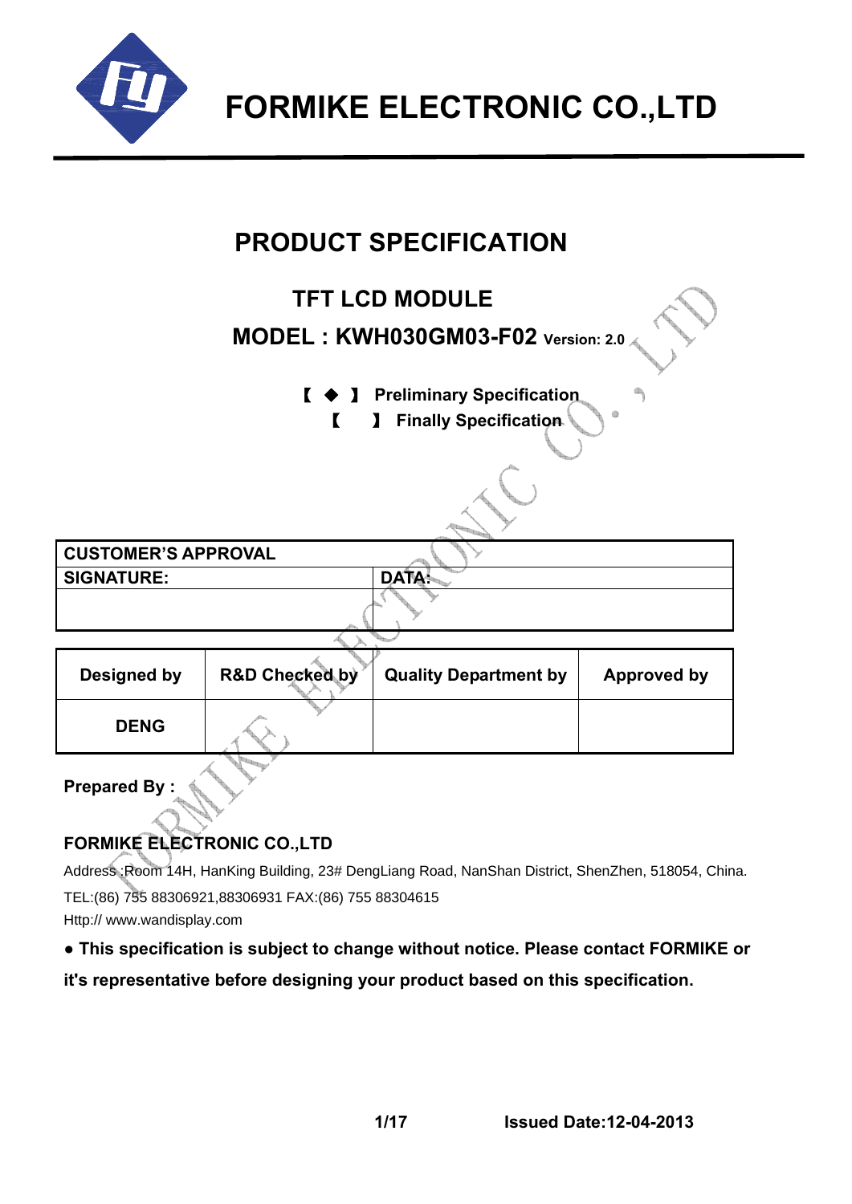# FORMIKE ELECTRONIC CO.,LTD

## PRODUCT SPECIFICATION

### TFT LCD MODULE

### MODEL : KWH030GM03-F02 Version: 2.0

【 ◆ 】 Preliminary Specification

【 】 Finally Specification

| CUSTOMER'S APPROVAL | |
|---|---|
| SIGNATURE: | DATA: |
| | |

| Designed by | R&D Checked by | Quality Department by | Approved by |
|---|---|---|---|
| DENG | | | |

**Prepared By :**

**FORMIKE ELECTRONIC CO.,LTD**

Address :Room 14H, HanKing Building, 23# DengLiang Road, NanShan District, ShenZhen, 518054, China.

TEL:(86) 755 88306921,88306931 FAX:(86) 755 88304615

Http:// www.wandisplay.com

**● This specification is subject to change without notice. Please contact FORMIKE or it's representative before designing your product based on this specification.**

**Issued Date:12-04-2013**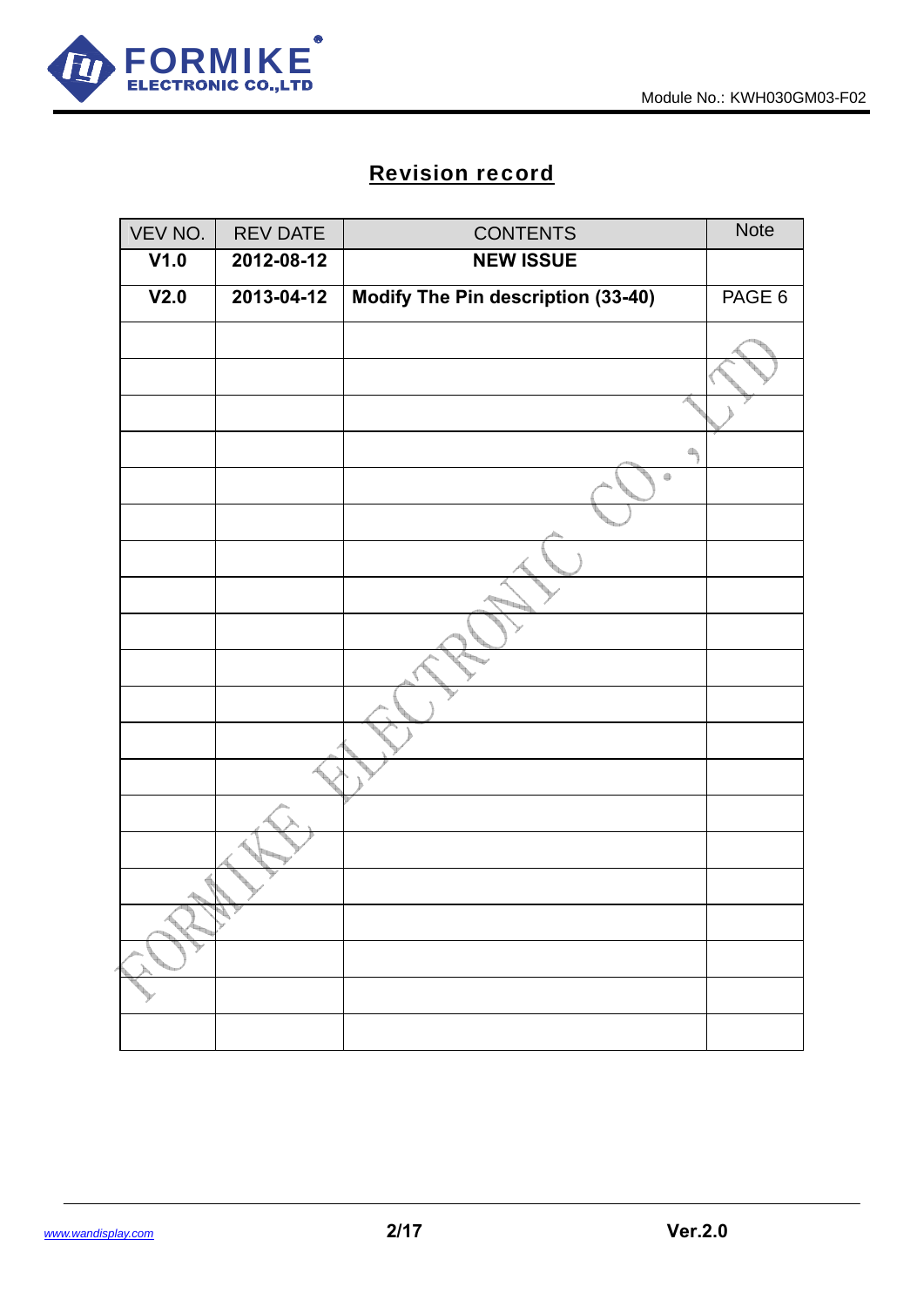## Revision record

| VEV NO. | REV DATE | CONTENTS | Note |
|---|---|---|---|
| **V1.0** | **2012-08-12** | **NEW ISSUE** | |
| **V2.0** | **2013-04-12** | **Modify The Pin description (33-40)** | PAGE 6 |
| | | | |
| | | | |
| | | | |
| | | | |
| | | | |
| | | | |
| | | | |
| | | | |
| | | | |
| | | | |
| | | | |
| | | | |
| | | | |
| | | | |
| | | | |
| | | | |
| | | | |
| | | | |
| | | | |
| | | | |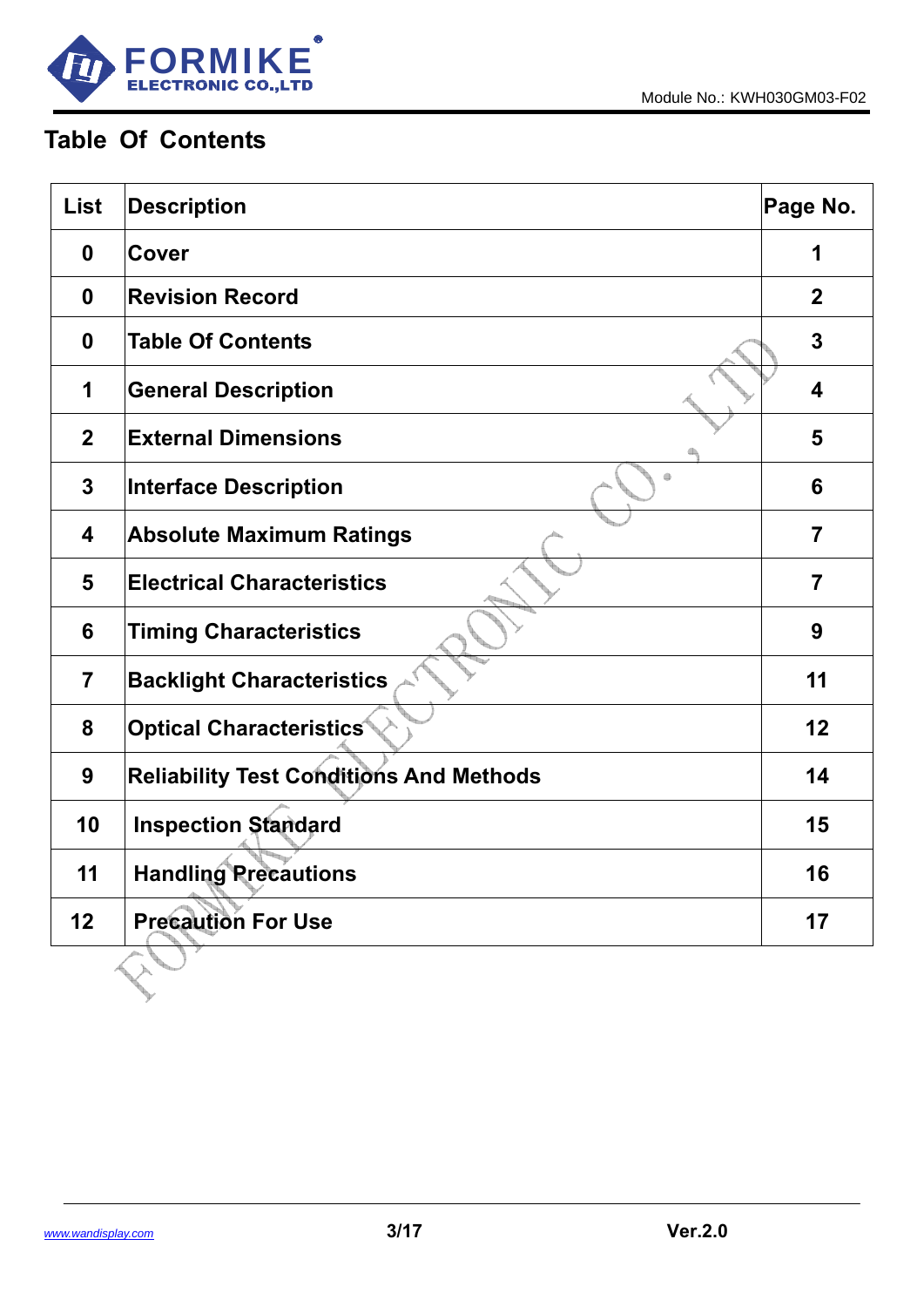## Table Of Contents

| List | Description | Page No. |
|---|---|---|
| 0 | Cover | 1 |
| 0 | Revision Record | 2 |
| 0 | Table Of Contents | 3 |
| 1 | General Description | 4 |
| 2 | External Dimensions | 5 |
| 3 | Interface Description | 6 |
| 4 | Absolute Maximum Ratings | 7 |
| 5 | Electrical Characteristics | 7 |
| 6 | Timing Characteristics | 9 |
| 7 | Backlight Characteristics | 11 |
| 8 | Optical Characteristics | 12 |
| 9 | Reliability Test Conditions And Methods | 14 |
| 10 | Inspection Standard | 15 |
| 11 | Handling Precautions | 16 |
| 12 | Precaution For Use | 17 |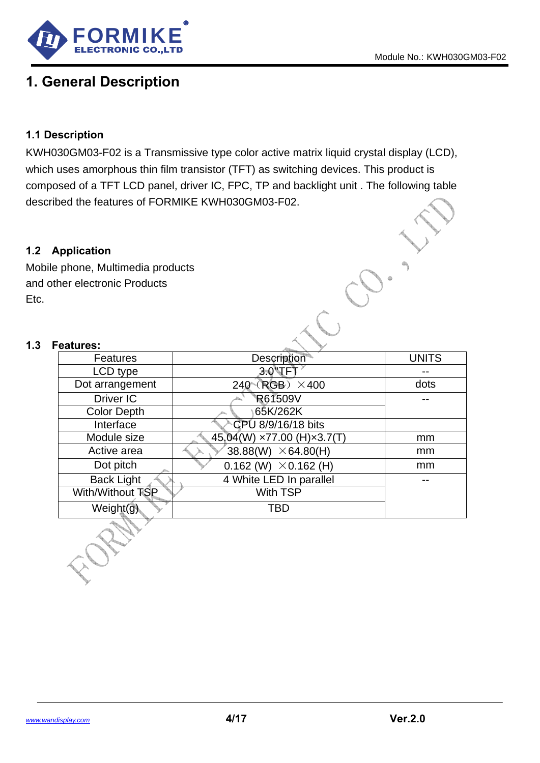# 1. General Description

### 1.1 Description

KWH030GM03-F02 is a Transmissive type color active matrix liquid crystal display (LCD), which uses amorphous thin film transistor (TFT) as switching devices. This product is composed of a TFT LCD panel, driver IC, FPC, TP and backlight unit . The following table described the features of FORMIKE KWH030GM03-F02.

### 1.2 Application

Mobile phone, Multimedia products
and other electronic Products
Etc.

### 1.3 Features:

| Features | Description | UNITS |
|---|---|---|
| LCD type | 3.0"TFT | -- |
| Dot arrangement | 240（RGB）×400 | dots |
| Driver IC | R61509V | -- |
| Color Depth | 65K/262K | |
| Interface | CPU 8/9/16/18 bits | |
| Module size | 45.04(W) ×77.00 (H)×3.7(T) | mm |
| Active area | 38.88(W) ×64.80(H) | mm |
| Dot pitch | 0.162 (W) ×0.162 (H) | mm |
| Back Light | 4 White LED In parallel | -- |
| With/Without TSP | With TSP | |
| Weight(g) | TBD | |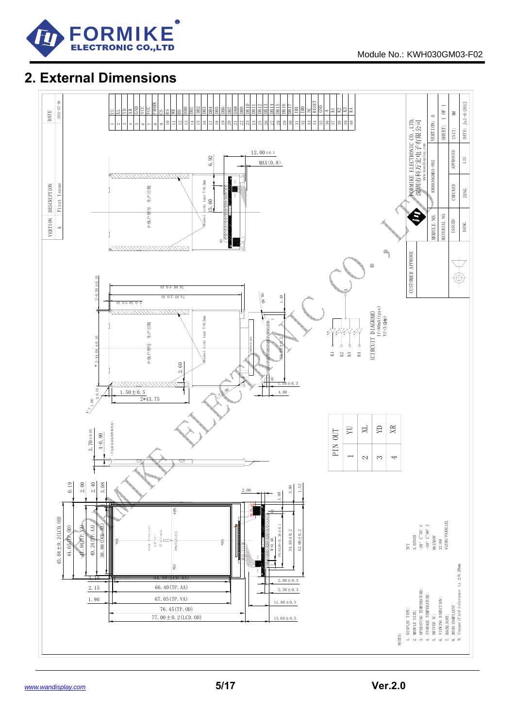## 2. External Dimensions

| VERTION | DESCRIPTION | DATE |
|---|---|---|
| A | First Issue | 2012-07-06 |

| Pin | Signal |
|---|---|
| 1 | YU |
| 2 | XL |
| 3 | YD |
| 4 | XR |
| 5 | GND |
| 6 | VCC |
| 7 | VCC |
| 8 | FMARK |
| 9 | CS |
| 10 | RS |
| 11 | WR |
| 12 | RD |
| 13 | DB0 |
| 14 | DB1 |
| 15 | DB2 |
| 16 | DB3 |
| 17 | DB4 |
| 18 | DB5 |
| 19 | DB6 |
| 20 | DB7 |
| 21 | DB8 |
| 22 | DB9 |
| 23 | DB10 |
| 24 | DB11 |
| 25 | DB12 |
| 26 | DB13 |
| 27 | DB14 |
| 28 | DB15 |
| 29 | DB16 |
| 30 | DB17 |
| 31 | IM1 |
| 32 | IM0 |
| 33 | NC |
| 34 | RESET |
| 35 | GND |
| 36 | A |
| 37 | K1 |
| 38 | K2 |
| 39 | K3 |
| 40 | K4 |

| PIN OUT | |
|---|---|
| 1 | YU |
| 2 | XL |
| 3 | YD |
| 4 | XR |

(CIRCUIT DIAGRAM) If=80mA(type) Vf=3.2(V)

NOTES:
1. DISPLAY TYPE: TFT
2. MODULE SIZE: 3.0INCH
3. OPERATING TEMPERATURE: -20°C~70°C
4. STORAGE TEMPERATURE: -30°C~80°C
5. DRIVER IC: R61509V
6. VIEWING DIRECTION: 12:00
7. BACKLIGHT: 4LEDS/PARALLEL
8. ROSH COMPLIANT
9. Unspecified tolerance is ±0.20mm

| FORMIKE ELECTRONIC CO.,LTD. 深圳市科万实电子有限公司 www.wandisplay.com | | | |
|---|---|---|---|
| MODULE NO. | KWH030GM03-F02 | VERTION: | A |
| MATERIAL NO. | | SHEET: | 1 OF 1 |
| ISSUED | CHECKED | APPROVED | UNIT: MM |
| DENG | ZENG | LIU | DATE: Jul-6-2012 |

CUSTOMER APPROVE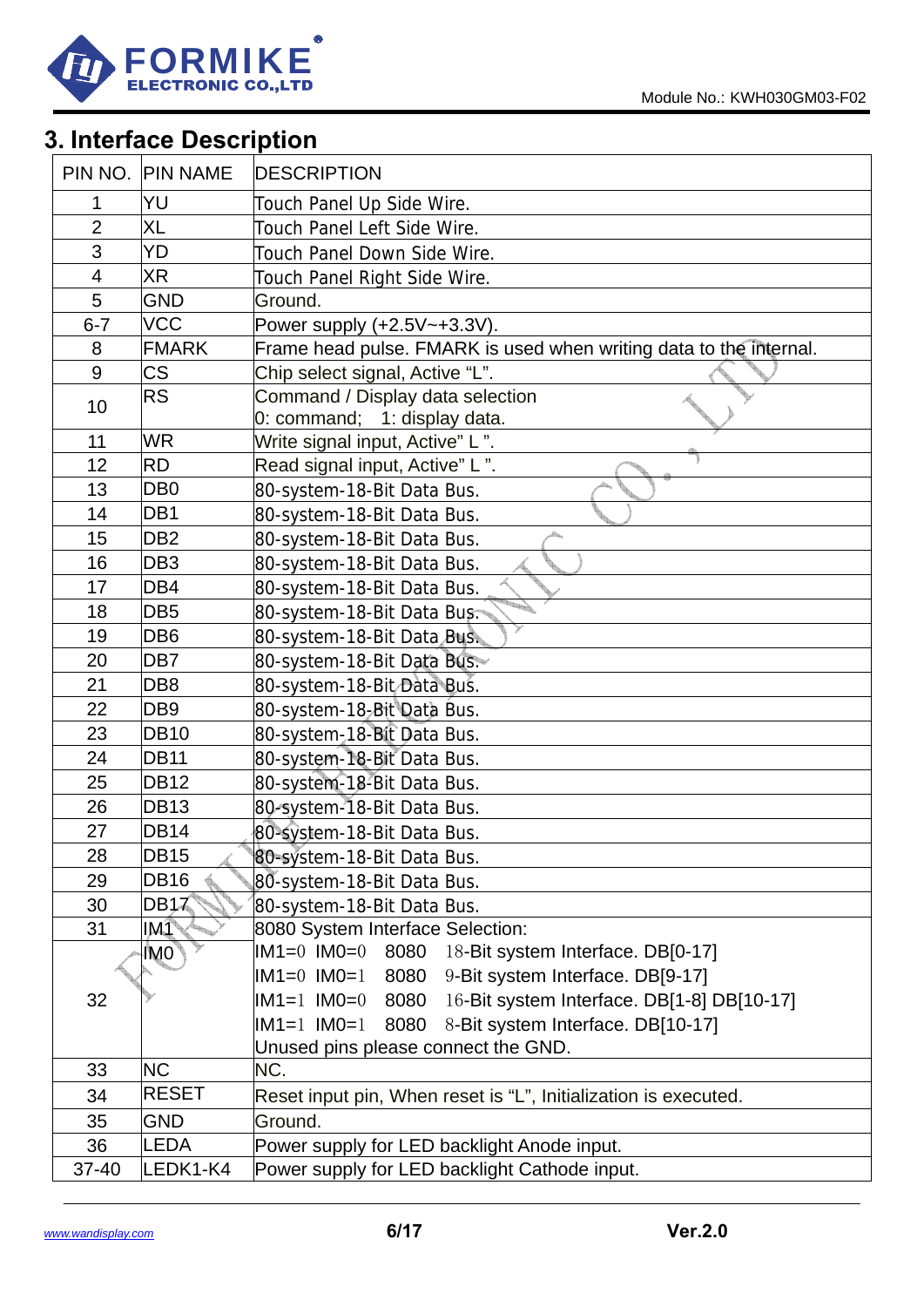# 3. Interface Description

| PIN NO. | PIN NAME | DESCRIPTION |
| --- | --- | --- |
| 1 | YU | Touch Panel Up Side Wire. |
| 2 | XL | Touch Panel Left Side Wire. |
| 3 | YD | Touch Panel Down Side Wire. |
| 4 | XR | Touch Panel Right Side Wire. |
| 5 | GND | Ground. |
| 6-7 | VCC | Power supply (+2.5V~+3.3V). |
| 8 | FMARK | Frame head pulse. FMARK is used when writing data to the internal. |
| 9 | CS | Chip select signal, Active "L". |
| 10 | RS | Command / Display data selection<br>0: command; 1: display data. |
| 11 | WR | Write signal input, Active" L ". |
| 12 | RD | Read signal input, Active" L ". |
| 13 | DB0 | 80-system-18-Bit Data Bus. |
| 14 | DB1 | 80-system-18-Bit Data Bus. |
| 15 | DB2 | 80-system-18-Bit Data Bus. |
| 16 | DB3 | 80-system-18-Bit Data Bus. |
| 17 | DB4 | 80-system-18-Bit Data Bus. |
| 18 | DB5 | 80-system-18-Bit Data Bus. |
| 19 | DB6 | 80-system-18-Bit Data Bus. |
| 20 | DB7 | 80-system-18-Bit Data Bus. |
| 21 | DB8 | 80-system-18-Bit Data Bus. |
| 22 | DB9 | 80-system-18-Bit Data Bus. |
| 23 | DB10 | 80-system-18-Bit Data Bus. |
| 24 | DB11 | 80-system-18-Bit Data Bus. |
| 25 | DB12 | 80-system-18-Bit Data Bus. |
| 26 | DB13 | 80-system-18-Bit Data Bus. |
| 27 | DB14 | 80-system-18-Bit Data Bus. |
| 28 | DB15 | 80-system-18-Bit Data Bus. |
| 29 | DB16 | 80-system-18-Bit Data Bus. |
| 30 | DB17 | 80-system-18-Bit Data Bus. |
| 31 | IM1 | 8080 System Interface Selection: |
| 32 | IM0 | IM1=0 IM0=0 8080 18-Bit system Interface. DB[0-17]<br>IM1=0 IM0=1 8080 9-Bit system Interface. DB[9-17]<br>IM1=1 IM0=0 8080 16-Bit system Interface. DB[1-8] DB[10-17]<br>IM1=1 IM0=1 8080 8-Bit system Interface. DB[10-17]<br>Unused pins please connect the GND. |
| 33 | NC | NC. |
| 34 | RESET | Reset input pin, When reset is "L", Initialization is executed. |
| 35 | GND | Ground. |
| 36 | LEDA | Power supply for LED backlight Anode input. |
| 37-40 | LEDK1-K4 | Power supply for LED backlight Cathode input. |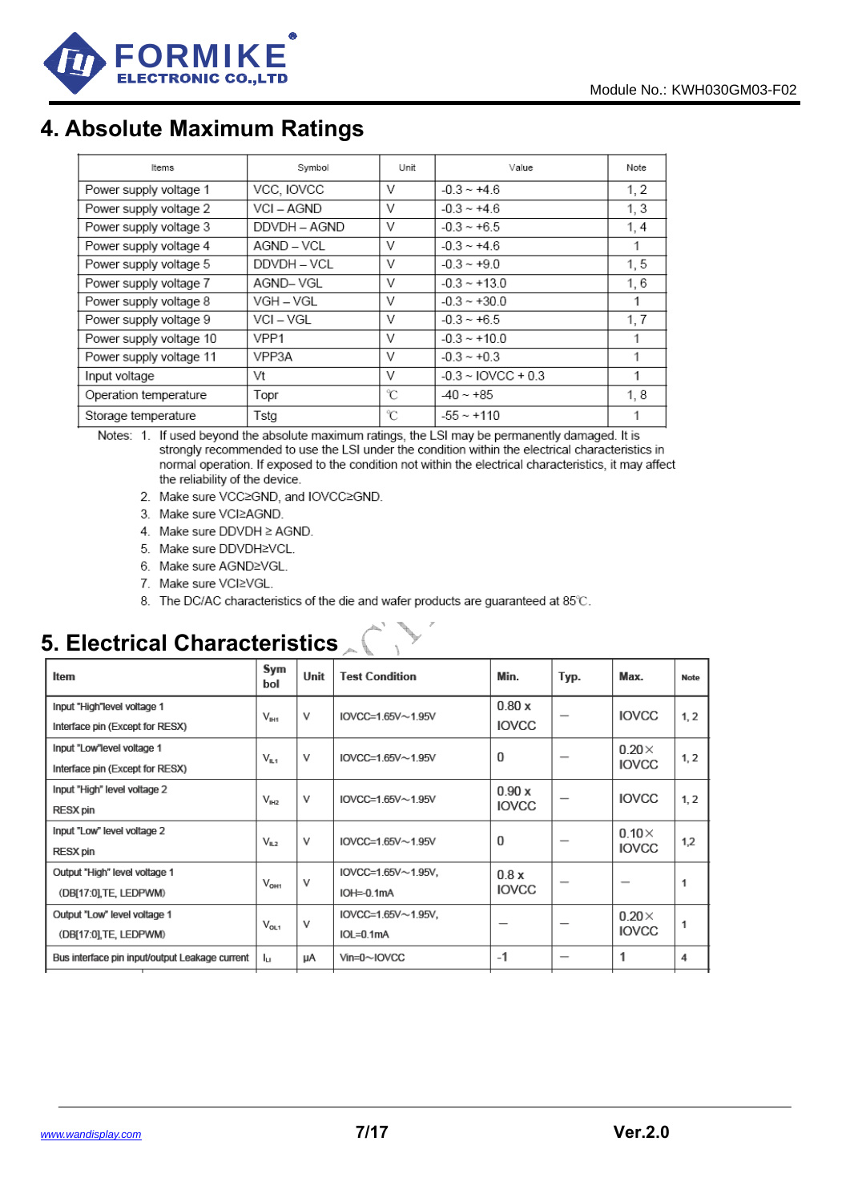## 4. Absolute Maximum Ratings

| Items | Symbol | Unit | Value | Note |
|---|---|---|---|---|
| Power supply voltage 1 | VCC, IOVCC | V | -0.3 ~ +4.6 | 1, 2 |
| Power supply voltage 2 | VCI – AGND | V | -0.3 ~ +4.6 | 1, 3 |
| Power supply voltage 3 | DDVDH – AGND | V | -0.3 ~ +6.5 | 1, 4 |
| Power supply voltage 4 | AGND – VCL | V | -0.3 ~ +4.6 | 1 |
| Power supply voltage 5 | DDVDH – VCL | V | -0.3 ~ +9.0 | 1, 5 |
| Power supply voltage 7 | AGND– VGL | V | -0.3 ~ +13.0 | 1, 6 |
| Power supply voltage 8 | VGH – VGL | V | -0.3 ~ +30.0 | 1 |
| Power supply voltage 9 | VCI – VGL | V | -0.3 ~ +6.5 | 1, 7 |
| Power supply voltage 10 | VPP1 | V | -0.3 ~ +10.0 | 1 |
| Power supply voltage 11 | VPP3A | V | -0.3 ~ +0.3 | 1 |
| Input voltage | Vt | V | -0.3 ~ IOVCC + 0.3 | 1 |
| Operation temperature | Topr | ℃ | -40 ~ +85 | 1, 8 |
| Storage temperature | Tstg | ℃ | -55 ~ +110 | 1 |

Notes:
1. If used beyond the absolute maximum ratings, the LSI may be permanently damaged. It is strongly recommended to use the LSI under the condition within the electrical characteristics in normal operation. If exposed to the condition not within the electrical characteristics, it may affect the reliability of the device.
2. Make sure VCC≥GND, and IOVCC≥GND.
3. Make sure VCI≥AGND.
4. Make sure DDVDH ≥ AGND.
5. Make sure DDVDH≥VCL.
6. Make sure AGND≥VGL.
7. Make sure VCI≥VGL.
8. The DC/AC characteristics of the die and wafer products are guaranteed at 85℃.

## 5. Electrical Characteristics

| Item | Symbol | Unit | Test Condition | Min. | Typ. | Max. | Note |
|---|---|---|---|---|---|---|---|
| Input "High"level voltage 1<br>Interface pin (Except for RESX) | $V_{IH1}$ | V | IOVCC=1.65V~1.95V | 0.80 x IOVCC | — | IOVCC | 1, 2 |
| Input "Low"level voltage 1<br>Interface pin (Except for RESX) | $V_{IL1}$ | V | IOVCC=1.65V~1.95V | 0 | — | 0.20× IOVCC | 1, 2 |
| Input "High" level voltage 2<br>RESX pin | $V_{IH2}$ | V | IOVCC=1.65V~1.95V | 0.90 x IOVCC | — | IOVCC | 1, 2 |
| Input "Low" level voltage 2<br>RESX pin | $V_{IL2}$ | V | IOVCC=1.65V~1.95V | 0 | — | 0.10× IOVCC | 1,2 |
| Output "High" level voltage 1<br>(DB[17:0],TE, LEDPWM) | $V_{OH1}$ | V | IOVCC=1.65V~1.95V,<br>IOH=-0.1mA | 0.8 x IOVCC | — | — | 1 |
| Output "Low" level voltage 1<br>(DB[17:0],TE, LEDPWM) | $V_{OL1}$ | V | IOVCC=1.65V~1.95V,<br>IOL=0.1mA | — | — | 0.20× IOVCC | 1 |
| Bus interface pin input/output Leakage current | $I_{LI}$ | µA | Vin=0~IOVCC | -1 | — | 1 | 4 |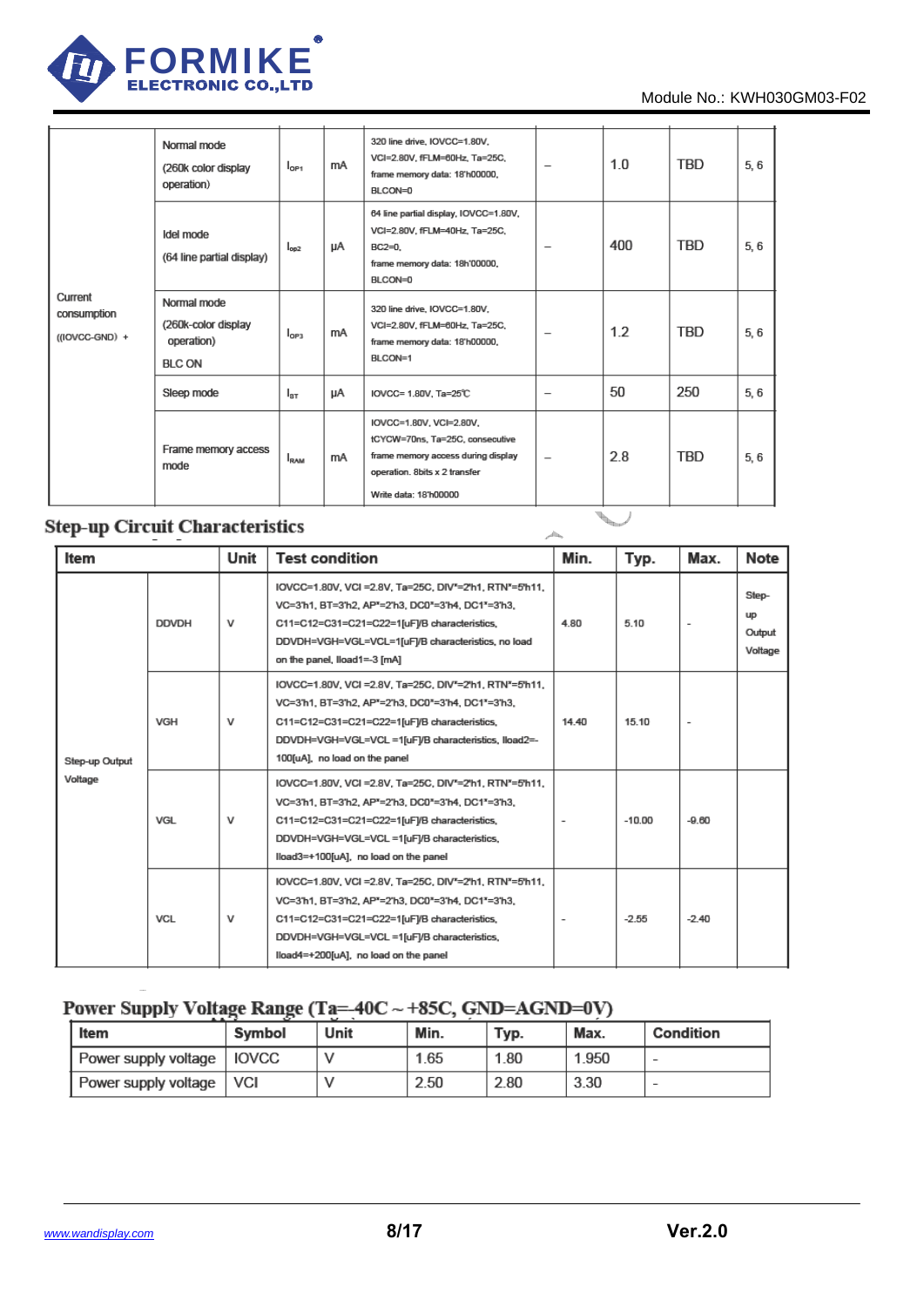| | | | | | | | | |
|---|---|---|---|---|---|---|---|---|
| Current consumption ((IOVCC-GND) + | Normal mode (260k color display operation) | $I_{OP1}$ | mA | 320 line drive, IOVCC=1.80V, VCI=2.80V, fFLM=60Hz, Ta=25C, frame memory data: 18'h00000, BLCON=0 | – | 1.0 | TBD | 5, 6 |
| | Idel mode (64 line partial display) | $I_{op2}$ | μA | 64 line partial display, IOVCC=1.80V, VCI=2.80V, fFLM=40Hz, Ta=25C, BC2=0, frame memory data: 18h'00000, BLCON=0 | – | 400 | TBD | 5, 6 |
| | Normal mode (260k-color display operation) BLC ON | $I_{OP3}$ | mA | 320 line drive, IOVCC=1.80V, VCI=2.80V, fFLM=60Hz, Ta=25C, frame memory data: 18'h00000, BLCON=1 | – | 1.2 | TBD | 5, 6 |
| | Sleep mode | $I_{ST}$ | μA | IOVCC= 1.80V, Ta=25℃ | – | 50 | 250 | 5, 6 |
| | Frame memory access mode | $I_{RAM}$ | mA | IOVCC=1.80V, VCI=2.80V, tCYCW=70ns, Ta=25C, consecutive frame memory access during display operation. 8bits x 2 transfer Write data: 18'h00000 | – | 2.8 | TBD | 5, 6 |

## Step-up Circuit Characteristics

| Item | | Unit | Test condition | Min. | Typ. | Max. | Note |
|---|---|---|---|---|---|---|---|
| Step-up Output Voltage | DDVDH | V | IOVCC=1.80V, VCI =2.8V, Ta=25C, DIV*=2'h1, RTN*=5'h11, VC=3'h1, BT=3'h2, AP*=2'h3, DC0*=3'h4, DC1*=3'h3, C11=C12=C31=C21=C22=1[uF]/B characteristics, DDVDH=VGH=VGL=VCL=1[uF]/B characteristics, no load on the panel, Iload1=-3 [mA] | 4.80 | 5.10 | - | Step-up Output Voltage |
| | VGH | V | IOVCC=1.80V, VCI =2.8V, Ta=25C, DIV*=2'h1, RTN*=5'h11, VC=3'h1, BT=3'h2, AP*=2'h3, DC0*=3'h4, DC1*=3'h3, C11=C12=C31=C21=C22=1[uF]/B characteristics, DDVDH=VGH=VGL=VCL =1[uF]/B characteristics, Iload2=-100[uA], no load on the panel | 14.40 | 15.10 | - | |
| | VGL | V | IOVCC=1.80V, VCI =2.8V, Ta=25C, DIV*=2'h1, RTN*=5'h11, VC=3'h1, BT=3'h2, AP*=2'h3, DC0*=3'h4, DC1*=3'h3, C11=C12=C31=C21=C22=1[uF]/B characteristics, DDVDH=VGH=VGL=VCL =1[uF]/B characteristics, Iload3=+100[uA], no load on the panel | - | -10.00 | -9.60 | |
| | VCL | V | IOVCC=1.80V, VCI =2.8V, Ta=25C, DIV*=2'h1, RTN*=5'h11, VC=3'h1, BT=3'h2, AP*=2'h3, DC0*=3'h4, DC1*=3'h3, C11=C12=C31=C21=C22=1[uF]/B characteristics, DDVDH=VGH=VGL=VCL =1[uF]/B characteristics, Iload4=+200[uA], no load on the panel | - | -2.55 | -2.40 | |

## Power Supply Voltage Range (Ta=-40C ~ +85C, GND=AGND=0V)

| Item | Symbol | Unit | Min. | Typ. | Max. | Condition |
|---|---|---|---|---|---|---|
| Power supply voltage | IOVCC | V | 1.65 | 1.80 | 1.950 | - |
| Power supply voltage | VCI | V | 2.50 | 2.80 | 3.30 | - |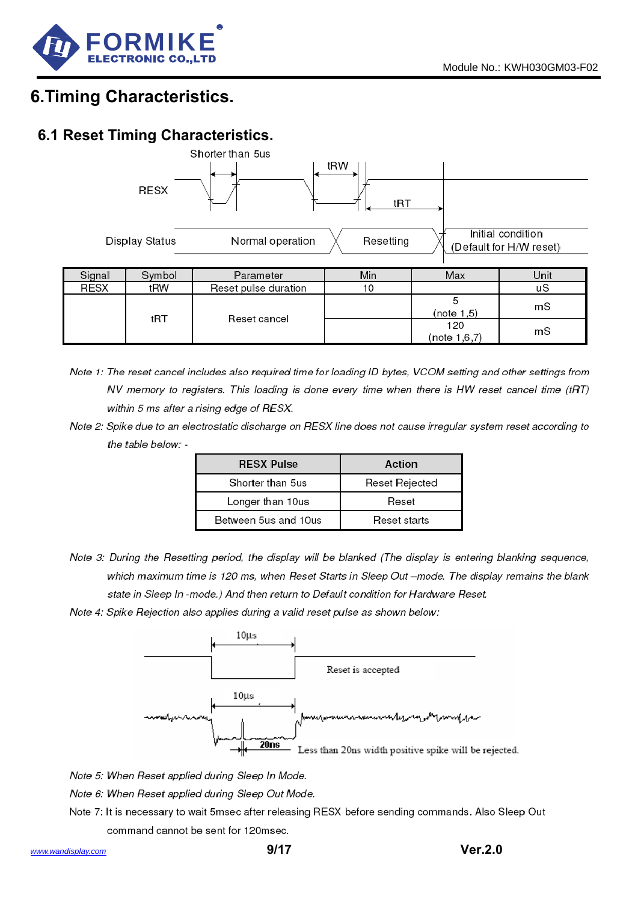# 6.Timing Characteristics.

## 6.1 Reset Timing Characteristics.

| Signal | Symbol | Parameter | Min | Max | Unit |
|---|---|---|---|---|---|
| RESX | tRW | Reset pulse duration | 10 | | uS |
| | tRT | Reset cancel | | 5 (note 1,5) | mS |
| | | | | 120 (note 1,6,7) | mS |

*Note 1: The reset cancel includes also required time for loading ID bytes, VCOM setting and other settings from NV memory to registers. This loading is done every time when there is HW reset cancel time (tRT) within 5 ms after a rising edge of RESX.*

*Note 2: Spike due to an electrostatic discharge on RESX line does not cause irregular system reset according to the table below: -*

| RESX Pulse | Action |
|---|---|
| Shorter than 5us | Reset Rejected |
| Longer than 10us | Reset |
| Between 5us and 10us | Reset starts |

*Note 3: During the Resetting period, the display will be blanked (The display is entering blanking sequence, which maximum time is 120 ms, when Reset Starts in Sleep Out –mode. The display remains the blank state in Sleep In -mode.) And then return to Default condition for Hardware Reset.*

*Note 4: Spike Rejection also applies during a valid reset pulse as shown below:*

*Note 5: When Reset applied during Sleep In Mode.*

*Note 6: When Reset applied during Sleep Out Mode.*

Note 7: It is necessary to wait 5msec after releasing RESX before sending commands. Also Sleep Out command cannot be sent for 120msec.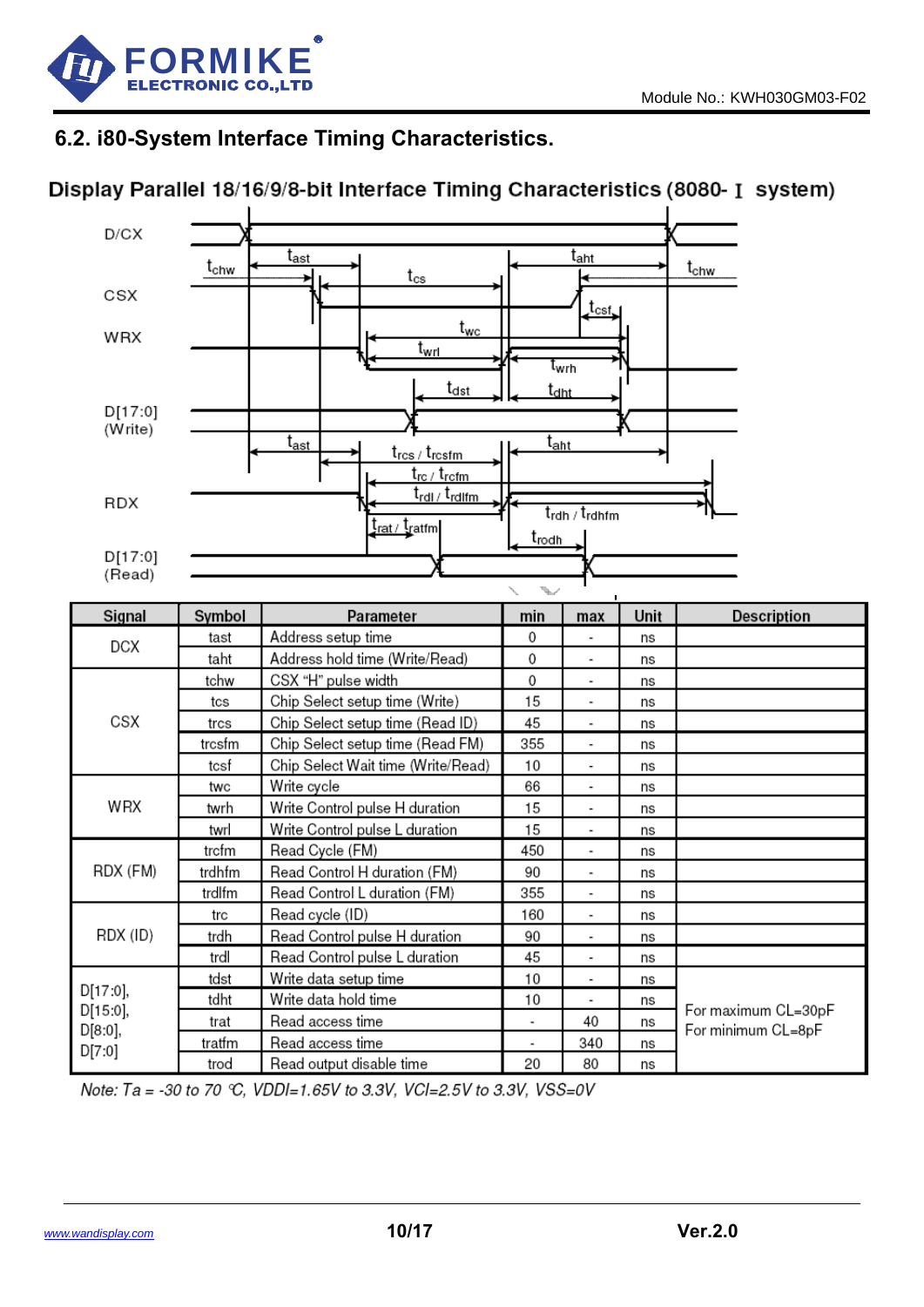## 6.2. i80-System Interface Timing Characteristics.

### Display Parallel 18/16/9/8-bit Interface Timing Characteristics (8080- Ⅰ system)

| Signal | Symbol | Parameter | min | max | Unit | Description |
|---|---|---|---|---|---|---|
| DCX | tast | Address setup time | 0 | - | ns | |
| | taht | Address hold time (Write/Read) | 0 | - | ns | |
| CSX | tchw | CSX "H" pulse width | 0 | - | ns | |
| | tcs | Chip Select setup time (Write) | 15 | - | ns | |
| | trcs | Chip Select setup time (Read ID) | 45 | - | ns | |
| | trcsfm | Chip Select setup time (Read FM) | 355 | - | ns | |
| | tcsf | Chip Select Wait time (Write/Read) | 10 | - | ns | |
| WRX | twc | Write cycle | 66 | - | ns | |
| | twrh | Write Control pulse H duration | 15 | - | ns | |
| | twrl | Write Control pulse L duration | 15 | - | ns | |
| RDX (FM) | trcfm | Read Cycle (FM) | 450 | - | ns | |
| | trdhfm | Read Control H duration (FM) | 90 | - | ns | |
| | trdlfm | Read Control L duration (FM) | 355 | - | ns | |
| RDX (ID) | trc | Read cycle (ID) | 160 | - | ns | |
| | trdh | Read Control pulse H duration | 90 | - | ns | |
| | trdl | Read Control pulse L duration | 45 | - | ns | |
| D[17:0], D[15:0], D[8:0], D[7:0] | tdst | Write data setup time | 10 | - | ns | For maximum CL=30pF For minimum CL=8pF |
| | tdht | Write data hold time | 10 | - | ns | |
| | trat | Read access time | - | 40 | ns | |
| | tratfm | Read access time | - | 340 | ns | |
| | trod | Read output disable time | 20 | 80 | ns | |

*Note: Ta = -30 to 70 ℃, VDDI=1.65V to 3.3V, VCI=2.5V to 3.3V, VSS=0V*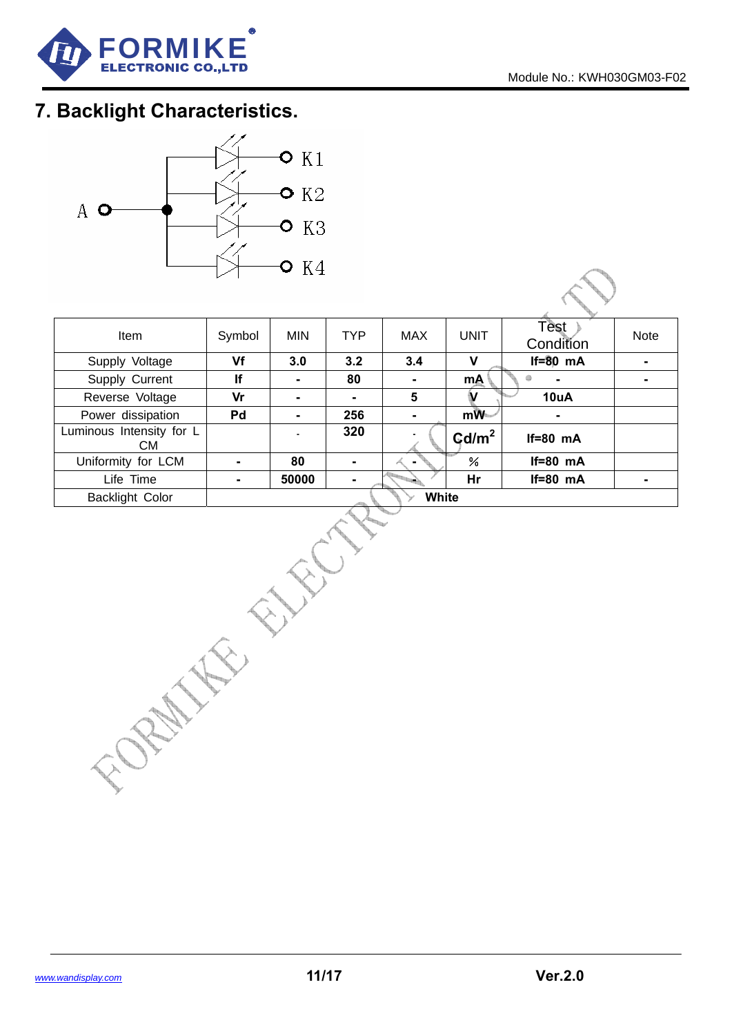# 7. Backlight Characteristics.

A K1 K2 K3 K4

| Item | Symbol | MIN | TYP | MAX | UNIT | Test Condition | Note |
|---|---|---|---|---|---|---|---|
| Supply Voltage | **Vf** | **3.0** | **3.2** | **3.4** | **V** | **If=80 mA** | **-** |
| Supply Current | **If** | **-** | **80** | **-** | **mA** | **-** | **-** |
| Reverse Voltage | **Vr** | **-** | **-** | **5** | **V** | **10uA** | |
| Power dissipation | **Pd** | **-** | **256** | **-** | **mW** | **-** | |
| Luminous Intensity for LCM | | - | **320** | - | **$Cd/m^2$** | **If=80 mA** | |
| Uniformity for LCM | **-** | **80** | **-** | **-** | **%** | **If=80 mA** | |
| Life Time | **-** | **50000** | **-** | **-** | **Hr** | **If=80 mA** | **-** |
| Backlight Color | **White** | | | | | | |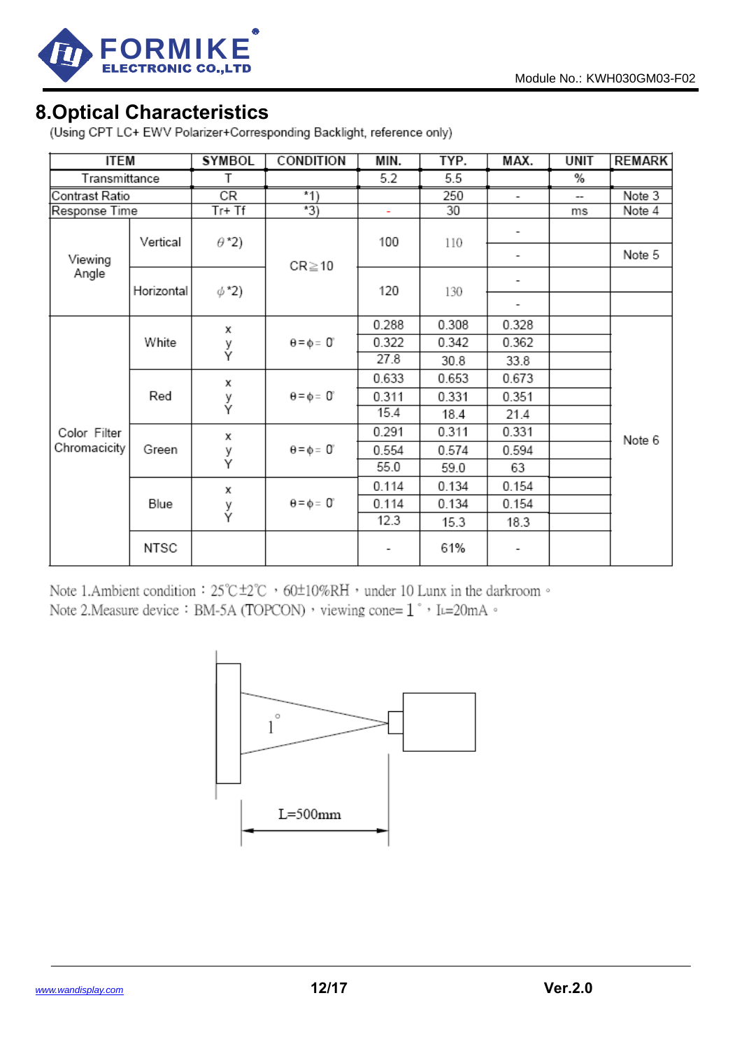## 8.Optical Characteristics

(Using CPT LC+ EWV Polarizer+Corresponding Backlight, reference only)

| ITEM | | SYMBOL | CONDITION | MIN. | TYP. | MAX. | UNIT | REMARK |
|---|---|---|---|---|---|---|---|---|
| Transmittance | | T | | 5.2 | 5.5 | | % | |
| Contrast Ratio | | CR | *1) | | 250 | - | -- | Note 3 |
| Response Time | | Tr+ Tf | *3) | - | 30 | | ms | Note 4 |
| Viewing Angle | Vertical | θ *2) | CR≧10 | 100 | 110 | - | | Note 5 |
| | | | | | | - | | |
| | Horizontal | ϕ *2) | | 120 | 130 | - | | |
| | | | | | | - | | |
| Color Filter Chromacicity | White | x | θ=ϕ= 0° | 0.288 | 0.308 | 0.328 | | Note 6 |
| | | y | | 0.322 | 0.342 | 0.362 | | |
| | | Y | | 27.8 | 30.8 | 33.8 | | |
| | Red | x | θ=ϕ= 0° | 0.633 | 0.653 | 0.673 | | |
| | | y | | 0.311 | 0.331 | 0.351 | | |
| | | Y | | 15.4 | 18.4 | 21.4 | | |
| | Green | x | θ=ϕ= 0° | 0.291 | 0.311 | 0.331 | | |
| | | y | | 0.554 | 0.574 | 0.594 | | |
| | | Y | | 55.0 | 59.0 | 63 | | |
| | Blue | x | θ=ϕ= 0° | 0.114 | 0.134 | 0.154 | | |
| | | y | | 0.114 | 0.134 | 0.154 | | |
| | | Y | | 12.3 | 15.3 | 18.3 | | |
| | NTSC | | | - | 61% | - | | |

Note 1.Ambient condition：25℃±2℃，60±10%RH，under 10 Lunx in the darkroom。

Note 2.Measure device：BM-5A (TOPCON)，viewing cone= 1°，$I_L$=20mA。

1°

L=500mm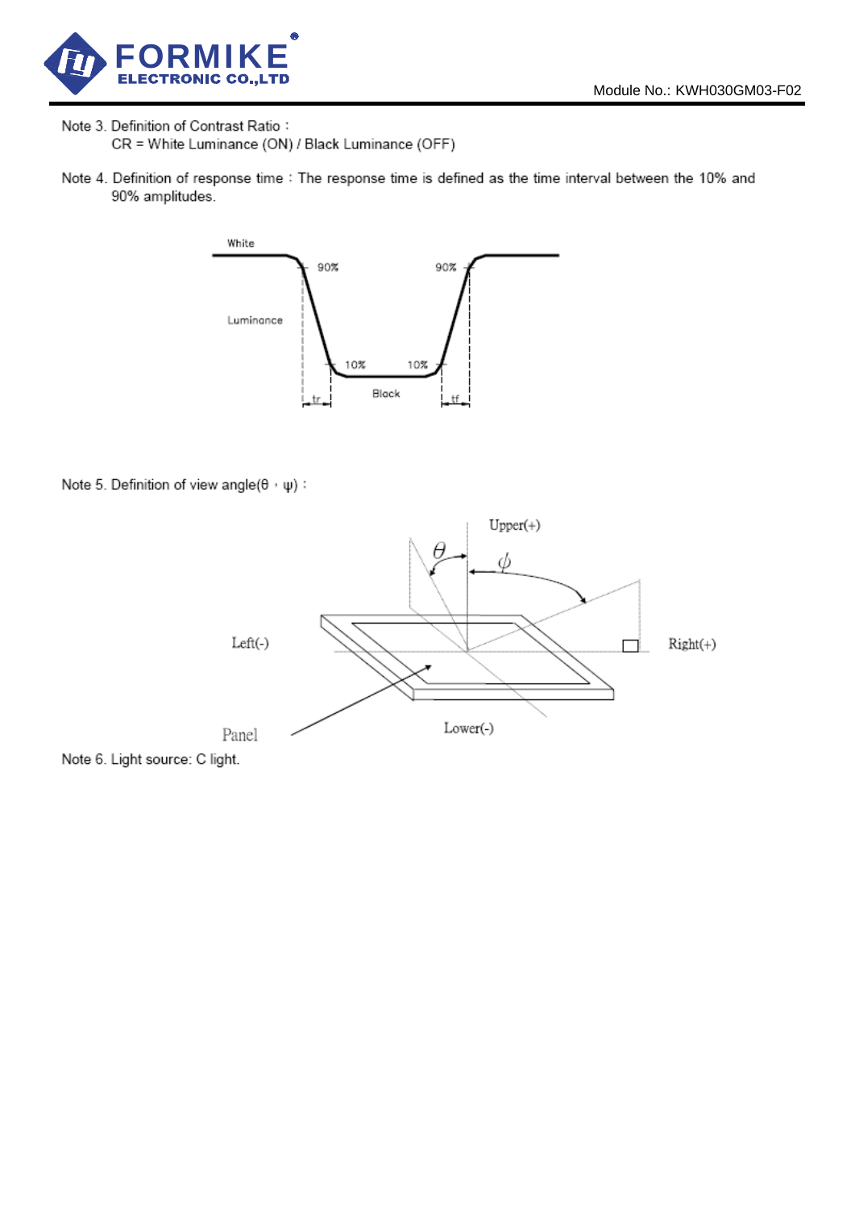Note 3. Definition of Contrast Ratio：

CR = White Luminance (ON) / Black Luminance (OFF)

Note 4. Definition of response time：The response time is defined as the time interval between the 10% and 90% amplitudes.

Note 5. Definition of view angle(θ，ψ)：

Note 6. Light source: C light.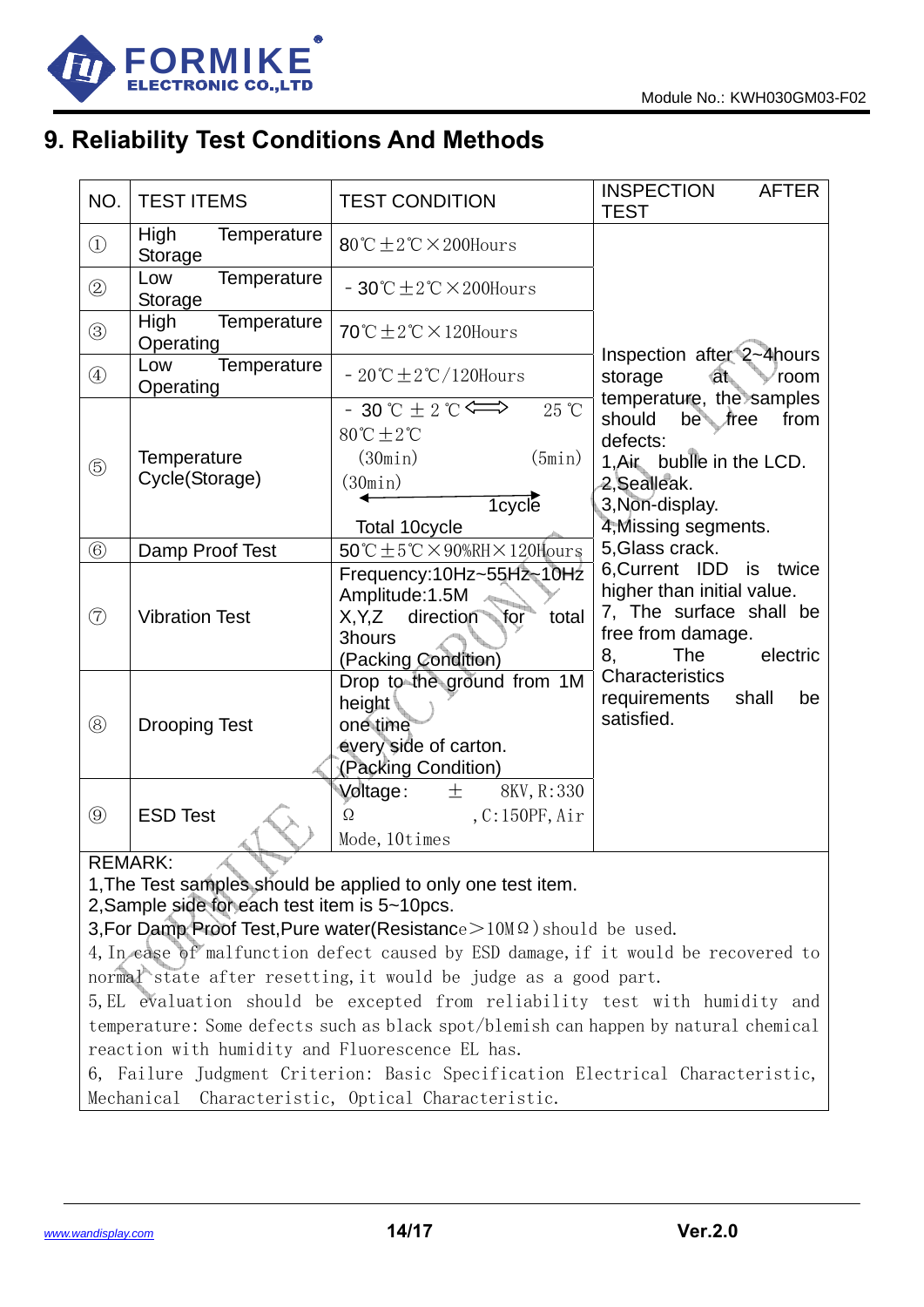# 9. Reliability Test Conditions And Methods

| NO. | TEST ITEMS | TEST CONDITION | INSPECTION AFTER TEST |
|---|---|---|---|
| ① | High Temperature Storage | 80℃±2℃×200Hours | Inspection after 2~4hours storage at room temperature, the samples should be free from defects:<br>1,Air bublle in the LCD.<br>2,Sealleak.<br>3,Non-display.<br>4,Missing segments.<br>5,Glass crack.<br>6,Current IDD is twice higher than initial value.<br>7, The surface shall be free from damage.<br>8, The electric Characteristics requirements shall be satisfied. |
| ② | Low Temperature Storage | -30℃±2℃×200Hours | |
| ③ | High Temperature Operating | 70℃±2℃×120Hours | |
| ④ | Low Temperature Operating | -20℃±2℃/120Hours | |
| ⑤ | Temperature Cycle(Storage) | -30℃±2℃ ⟺ 25℃ 80℃±2℃<br>(30min) (5min) (30min)<br>1cycle<br>Total 10cycle | |
| ⑥ | Damp Proof Test | 50℃±5℃×90%RH×120Hours | |
| ⑦ | Vibration Test | Frequency:10Hz~55Hz~10Hz<br>Amplitude:1.5M<br>X,Y,Z direction for total 3hours<br>(Packing Condition) | |
| ⑧ | Drooping Test | Drop to the ground from 1M height<br>one time<br>every side of carton.<br>(Packing Condition) | |
| ⑨ | ESD Test | Voltage: ± 8KV, R:330Ω ,C:150PF, Air Mode, 10times | |

REMARK:

1,The Test samples should be applied to only one test item.

2,Sample side for each test item is 5~10pcs.

3,For Damp Proof Test,Pure water(Resistance>10MΩ) should be used.

4, In case of malfunction defect caused by ESD damage, if it would be recovered to normal state after resetting, it would be judge as a good part.

5, EL evaluation should be excepted from reliability test with humidity and temperature: Some defects such as black spot/blemish can happen by natural chemical reaction with humidity and Fluorescence EL has.

6, Failure Judgment Criterion: Basic Specification Electrical Characteristic, Mechanical Characteristic, Optical Characteristic.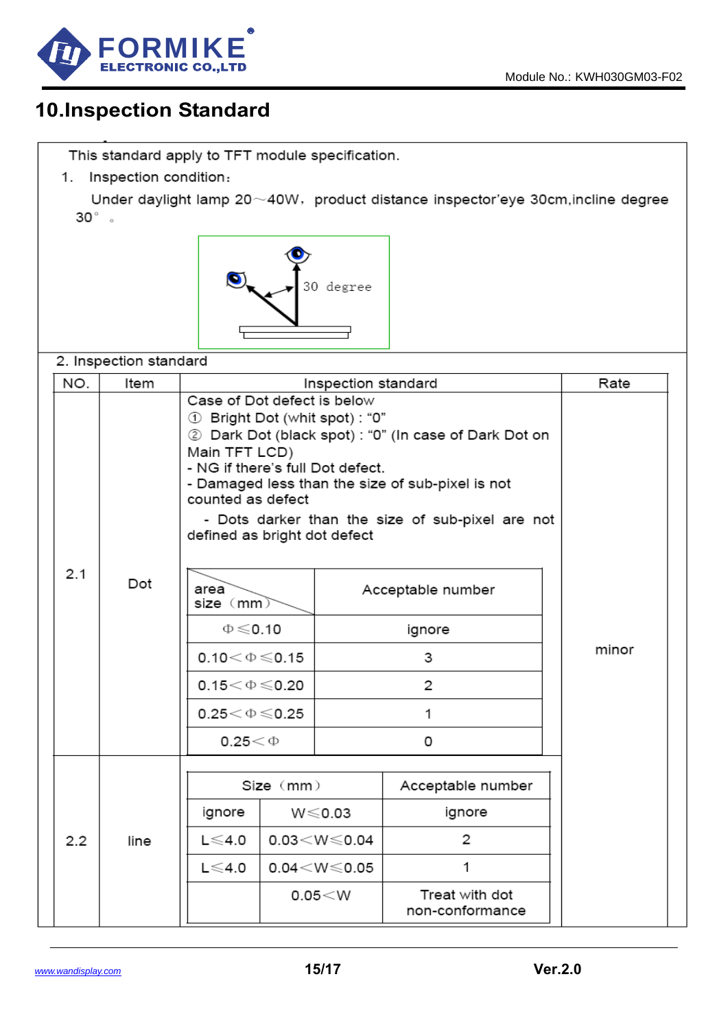# 10.Inspection Standard

This standard apply to TFT module specification.

1. Inspection condition：

   Under daylight lamp 20～40W，product distance inspector'eye 30cm,incline degree 30°。

30 degree

2. Inspection standard

| NO. | Item | Inspection standard | Rate |
|---|---|---|---|
| 2.1 | Dot | Case of Dot defect is below<br>① Bright Dot (whit spot) : "0"<br>② Dark Dot (black spot) : "0" (In case of Dark Dot on Main TFT LCD)<br>- NG if there's full Dot defect.<br>- Damaged less than the size of sub-pixel is not counted as defect<br>- Dots darker than the size of sub-pixel are not defined as bright dot defect | minor |
| 2.2 | line | (see line table below) | |

**2.1 Dot**

| area / size（mm） | Acceptable number |
|---|---|
| Φ≤0.10 | ignore |
| 0.10<Φ≤0.15 | 3 |
| 0.15<Φ≤0.20 | 2 |
| 0.25<Φ≤0.25 | 1 |
| 0.25<Φ | 0 |

**2.2 line**

| Size（mm） | | Acceptable number |
|---|---|---|
| ignore | W≤0.03 | ignore |
| L≤4.0 | 0.03<W≤0.04 | 2 |
| L≤4.0 | 0.04<W≤0.05 | 1 |
| | 0.05<W | Treat with dot non-conformance |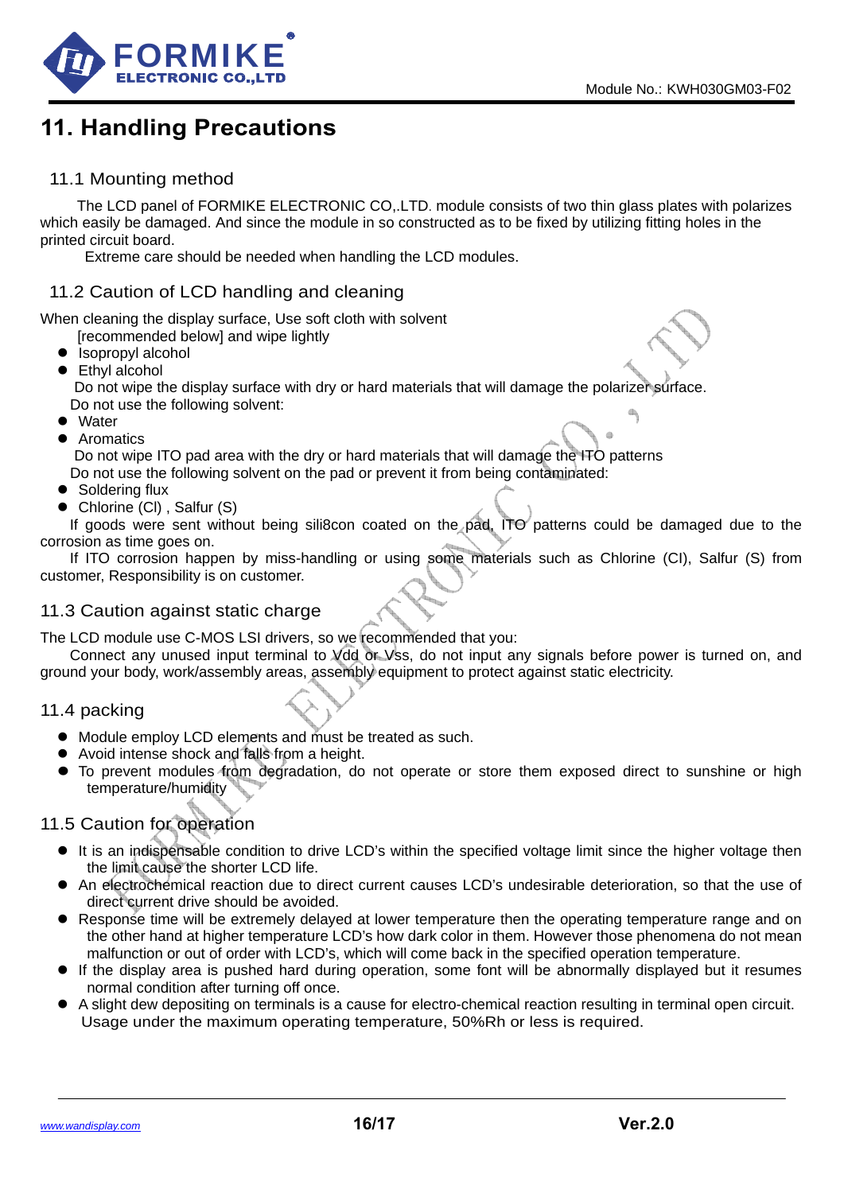# 11. Handling Precautions

## 11.1 Mounting method

The LCD panel of FORMIKE ELECTRONIC CO,.LTD. module consists of two thin glass plates with polarizes which easily be damaged. And since the module in so constructed as to be fixed by utilizing fitting holes in the printed circuit board.

Extreme care should be needed when handling the LCD modules.

## 11.2 Caution of LCD handling and cleaning

When cleaning the display surface, Use soft cloth with solvent [recommended below] and wipe lightly

- Isopropyl alcohol
- Ethyl alcohol

Do not wipe the display surface with dry or hard materials that will damage the polarizer surface.

Do not use the following solvent:

- Water
- Aromatics

Do not wipe ITO pad area with the dry or hard materials that will damage the ITO patterns

Do not use the following solvent on the pad or prevent it from being contaminated:

- Soldering flux
- Chlorine (Cl) , Salfur (S)

If goods were sent without being sili8con coated on the pad, ITO patterns could be damaged due to the corrosion as time goes on.

If ITO corrosion happen by miss-handling or using some materials such as Chlorine (CI), Salfur (S) from customer, Responsibility is on customer.

## 11.3 Caution against static charge

The LCD module use C-MOS LSI drivers, so we recommended that you:

Connect any unused input terminal to Vdd or Vss, do not input any signals before power is turned on, and ground your body, work/assembly areas, assembly equipment to protect against static electricity.

## 11.4 packing

- Module employ LCD elements and must be treated as such.
- Avoid intense shock and falls from a height.
- To prevent modules from degradation, do not operate or store them exposed direct to sunshine or high temperature/humidity

## 11.5 Caution for operation

- It is an indispensable condition to drive LCD's within the specified voltage limit since the higher voltage then the limit cause the shorter LCD life.
- An electrochemical reaction due to direct current causes LCD's undesirable deterioration, so that the use of direct current drive should be avoided.
- Response time will be extremely delayed at lower temperature then the operating temperature range and on the other hand at higher temperature LCD's how dark color in them. However those phenomena do not mean malfunction or out of order with LCD's, which will come back in the specified operation temperature.
- If the display area is pushed hard during operation, some font will be abnormally displayed but it resumes normal condition after turning off once.
- A slight dew depositing on terminals is a cause for electro-chemical reaction resulting in terminal open circuit.

Usage under the maximum operating temperature, 50%Rh or less is required.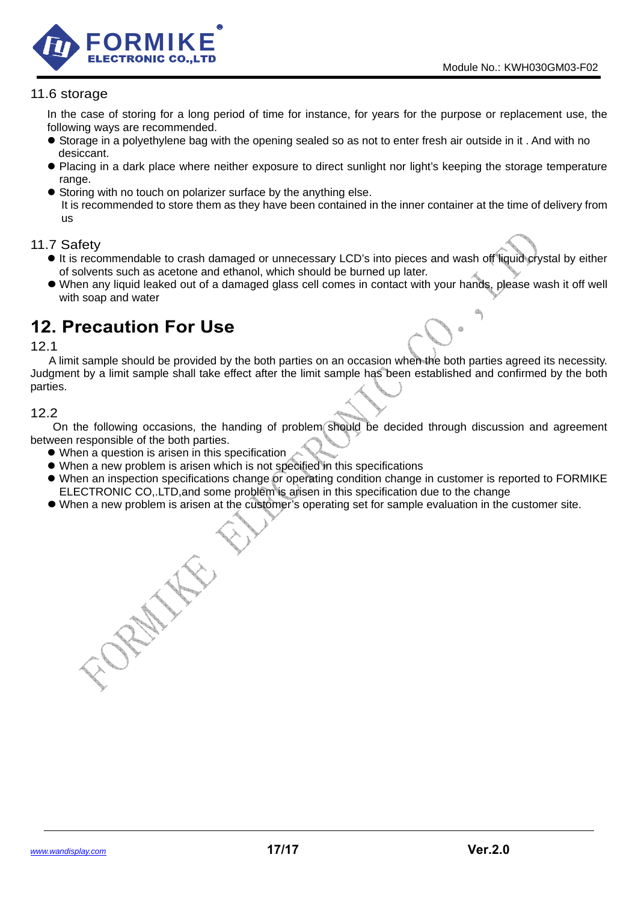11.6 storage

In the case of storing for a long period of time for instance, for years for the purpose or replacement use, the following ways are recommended.

- Storage in a polyethylene bag with the opening sealed so as not to enter fresh air outside in it . And with no desiccant.
- Placing in a dark place where neither exposure to direct sunlight nor light's keeping the storage temperature range.
- Storing with no touch on polarizer surface by the anything else.
  It is recommended to store them as they have been contained in the inner container at the time of delivery from us

11.7 Safety

- It is recommendable to crash damaged or unnecessary LCD's into pieces and wash off liquid crystal by either of solvents such as acetone and ethanol, which should be burned up later.
- When any liquid leaked out of a damaged glass cell comes in contact with your hands, please wash it off well with soap and water

# 12. Precaution For Use

12.1

A limit sample should be provided by the both parties on an occasion when the both parties agreed its necessity. Judgment by a limit sample shall take effect after the limit sample has been established and confirmed by the both parties.

12.2

On the following occasions, the handing of problem should be decided through discussion and agreement between responsible of the both parties.

- When a question is arisen in this specification
- When a new problem is arisen which is not specified in this specifications
- When an inspection specifications change or operating condition change in customer is reported to FORMIKE ELECTRONIC CO,.LTD,and some problem is arisen in this specification due to the change
- When a new problem is arisen at the customer's operating set for sample evaluation in the customer site.